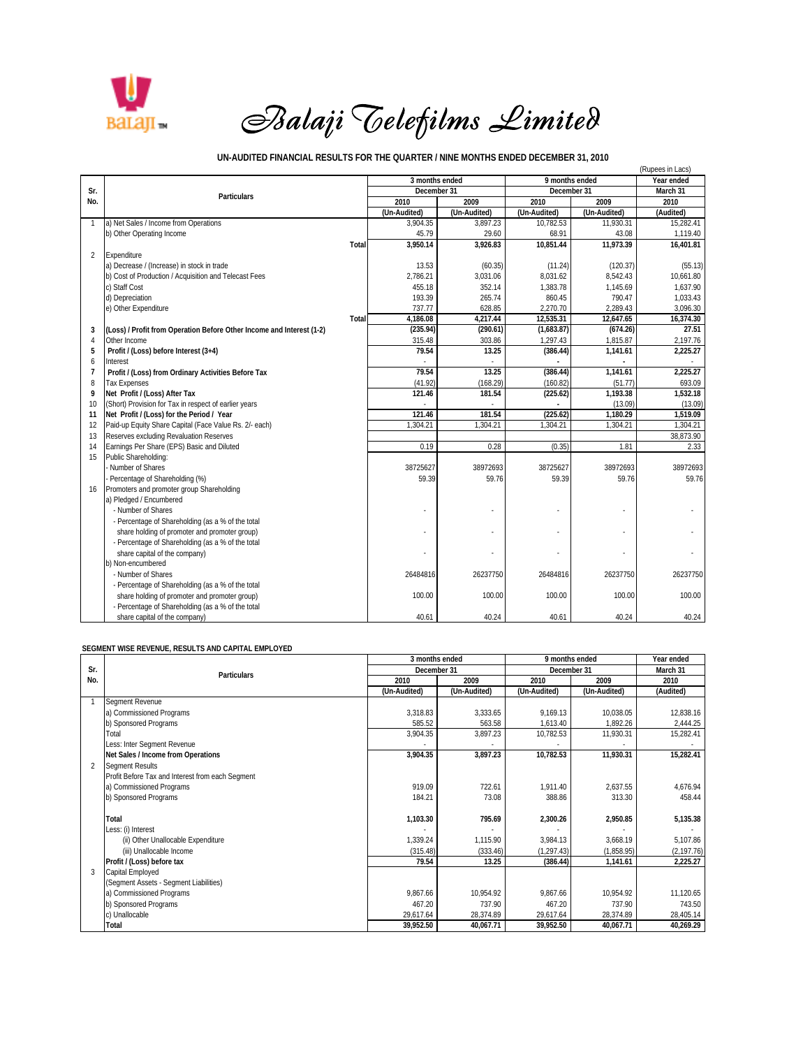# Balaji Telefilms Limited

## UN-AUDITED FINANCIAL RESULTS FOR THE QUARTER / NINE MONTHS ENDED DECEMBER 31, 2010

(Rupees in Lacs)

| Sr. No. | Particulars | 3 months ended December 31 | | 9 months ended December 31 | | Year ended March 31 |
|---|---|---|---|---|---|---|
| | | 2010 | 2009 | 2010 | 2009 | 2010 |
| | | (Un-Audited) | (Un-Audited) | (Un-Audited) | (Un-Audited) | (Audited) |
| 1 | a) Net Sales / Income from Operations | 3,904.35 | 3,897.23 | 10,782.53 | 11,930.31 | 15,282.41 |
| | b) Other Operating Income | 45.79 | 29.60 | 68.91 | 43.08 | 1,119.40 |
| | **Total** | **3,950.14** | **3,926.83** | **10,851.44** | **11,973.39** | **16,401.81** |
| 2 | Expenditure | | | | | |
| | a) Decrease / (Increase) in stock in trade | 13.53 | (60.35) | (11.24) | (120.37) | (55.13) |
| | b) Cost of Production / Acquisition and Telecast Fees | 2,786.21 | 3,031.06 | 8,031.62 | 8,542.43 | 10,661.80 |
| | c) Staff Cost | 455.18 | 352.14 | 1,383.78 | 1,145.69 | 1,637.90 |
| | d) Depreciation | 193.39 | 265.74 | 860.45 | 790.47 | 1,033.43 |
| | e) Other Expenditure | 737.77 | 628.85 | 2,270.70 | 2,289.43 | 3,096.30 |
| | **Total** | **4,186.08** | **4,217.44** | **12,535.31** | **12,647.65** | **16,374.30** |
| **3** | **(Loss) / Profit from Operation Before Other Income and Interest (1-2)** | **(235.94)** | **(290.61)** | **(1,683.87)** | **(674.26)** | **27.51** |
| 4 | Other Income | 315.48 | 303.86 | 1,297.43 | 1,815.87 | 2,197.76 |
| **5** | **Profit / (Loss) before Interest (3+4)** | **79.54** | **13.25** | **(386.44)** | **1,141.61** | **2,225.27** |
| 6 | Interest | - | - | - | - | - |
| **7** | **Profit / (Loss) from Ordinary Activities Before Tax** | **79.54** | **13.25** | **(386.44)** | **1,141.61** | **2,225.27** |
| 8 | Tax Expenses | (41.92) | (168.29) | (160.82) | (51.77) | 693.09 |
| **9** | **Net Profit / (Loss) After Tax** | **121.46** | **181.54** | **(225.62)** | **1,193.38** | **1,532.18** |
| 10 | (Short) Provision for Tax in respect of earlier years | - | - | - | (13.09) | (13.09) |
| **11** | **Net Profit / (Loss) for the Period / Year** | **121.46** | **181.54** | **(225.62)** | **1,180.29** | **1,519.09** |
| 12 | Paid-up Equity Share Capital (Face Value Rs. 2/- each) | 1,304.21 | 1,304.21 | 1,304.21 | 1,304.21 | 1,304.21 |
| 13 | Reserves excluding Revaluation Reserves | | | | | 38,873.90 |
| 14 | Earnings Per Share (EPS) Basic and Diluted | 0.19 | 0.28 | (0.35) | 1.81 | 2.33 |
| 15 | Public Shareholding: | | | | | |
| | - Number of Shares | 38725627 | 38972693 | 38725627 | 38972693 | 38972693 |
| | - Percentage of Shareholding (%) | 59.39 | 59.76 | 59.39 | 59.76 | 59.76 |
| 16 | Promoters and promoter group Shareholding | | | | | |
| | a) Pledged / Encumbered | | | | | |
| | - Number of Shares | - | - | - | - | - |
| | - Percentage of Shareholding (as a % of the total share holding of promoter and promoter group) | - | - | - | - | - |
| | - Percentage of Shareholding (as a % of the total share capital of the company) | - | - | - | - | - |
| | b) Non-encumbered | | | | | |
| | - Number of Shares | 26484816 | 26237750 | 26484816 | 26237750 | 26237750 |
| | - Percentage of Shareholding (as a % of the total share holding of promoter and promoter group) | 100.00 | 100.00 | 100.00 | 100.00 | 100.00 |
| | - Percentage of Shareholding (as a % of the total share capital of the company) | 40.61 | 40.24 | 40.61 | 40.24 | 40.24 |

## SEGMENT WISE REVENUE, RESULTS AND CAPITAL EMPLOYED

| Sr. No. | Particulars | 3 months ended December 31 | | 9 months ended December 31 | | Year ended March 31 |
|---|---|---|---|---|---|---|
| | | 2010 | 2009 | 2010 | 2009 | 2010 |
| | | (Un-Audited) | (Un-Audited) | (Un-Audited) | (Un-Audited) | (Audited) |
| 1 | Segment Revenue | | | | | |
| | a) Commissioned Programs | 3,318.83 | 3,333.65 | 9,169.13 | 10,038.05 | 12,838.16 |
| | b) Sponsored Programs | 585.52 | 563.58 | 1,613.40 | 1,892.26 | 2,444.25 |
| | Total | 3,904.35 | 3,897.23 | 10,782.53 | 11,930.31 | 15,282.41 |
| | Less: Inter Segment Revenue | - | - | - | - | - |
| | **Net Sales / Income from Operations** | **3,904.35** | **3,897.23** | **10,782.53** | **11,930.31** | **15,282.41** |
| 2 | Segment Results | | | | | |
| | Profit Before Tax and Interest from each Segment | | | | | |
| | a) Commissioned Programs | 919.09 | 722.61 | 1,911.40 | 2,637.55 | 4,676.94 |
| | b) Sponsored Programs | 184.21 | 73.08 | 388.86 | 313.30 | 458.44 |
| | **Total** | **1,103.30** | **795.69** | **2,300.26** | **2,950.85** | **5,135.38** |
| | Less: (i) Interest | - | - | - | - | - |
| | (ii) Other Unallocable Expenditure | 1,339.24 | 1,115.90 | 3,984.13 | 3,668.19 | 5,107.86 |
| | (iii) Unallocable Income | (315.48) | (333.46) | (1,297.43) | (1,858.95) | (2,197.76) |
| | **Profit / (Loss) before tax** | **79.54** | **13.25** | **(386.44)** | **1,141.61** | **2,225.27** |
| 3 | Capital Employed | | | | | |
| | (Segment Assets - Segment Liabilities) | | | | | |
| | a) Commissioned Programs | 9,867.66 | 10,954.92 | 9,867.66 | 10,954.92 | 11,120.65 |
| | b) Sponsored Programs | 467.20 | 737.90 | 467.20 | 737.90 | 743.50 |
| | c) Unallocable | 29,617.64 | 28,374.89 | 29,617.64 | 28,374.89 | 28,405.14 |
| | **Total** | **39,952.50** | **40,067.71** | **39,952.50** | **40,067.71** | **40,269.29** |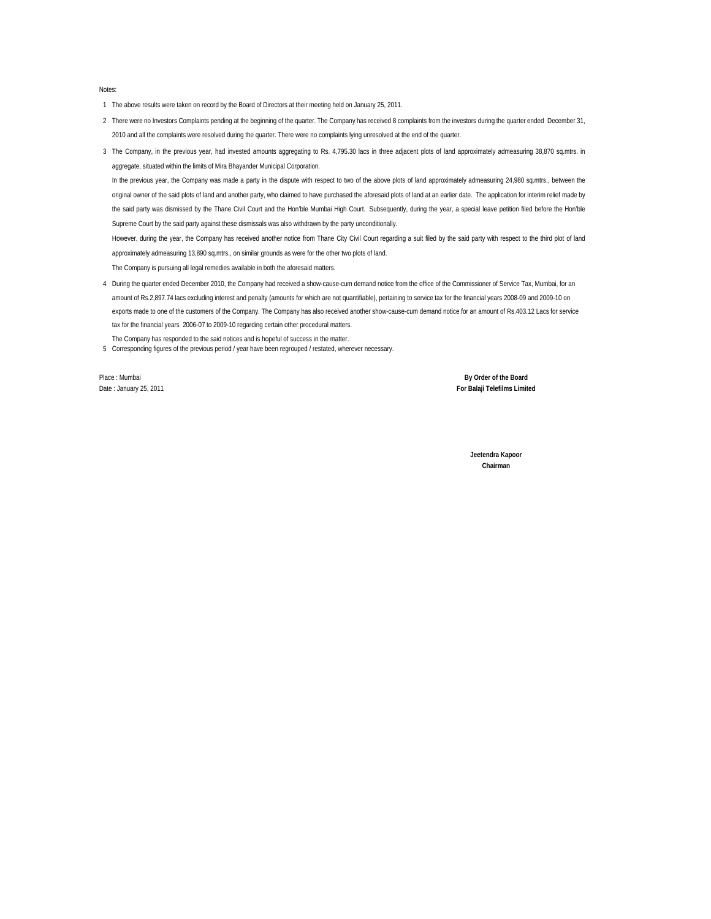Notes:

1. The above results were taken on record by the Board of Directors at their meeting held on January 25, 2011.
2. There were no Investors Complaints pending at the beginning of the quarter. The Company has received 8 complaints from the investors during the quarter ended December 31, 2010 and all the complaints were resolved during the quarter. There were no complaints lying unresolved at the end of the quarter.
3. The Company, in the previous year, had invested amounts aggregating to Rs. 4,795.30 lacs in three adjacent plots of land approximately admeasuring 38,870 sq.mtrs. in aggregate, situated within the limits of Mira Bhayander Municipal Corporation.

   In the previous year, the Company was made a party in the dispute with respect to two of the above plots of land approximately admeasuring 24,980 sq.mtrs., between the original owner of the said plots of land and another party, who claimed to have purchased the aforesaid plots of land at an earlier date. The application for interim relief made by the said party was dismissed by the Thane Civil Court and the Hon'ble Mumbai High Court. Subsequently, during the year, a special leave petition filed before the Hon'ble Supreme Court by the said party against these dismissals was also withdrawn by the party unconditionally.

   However, during the year, the Company has received another notice from Thane City Civil Court regarding a suit filed by the said party with respect to the third plot of land approximately admeasuring 13,890 sq.mtrs., on similar grounds as were for the other two plots of land.

   The Company is pursuing all legal remedies available in both the aforesaid matters.
4. During the quarter ended December 2010, the Company had received a show-cause-cum demand notice from the office of the Commissioner of Service Tax, Mumbai, for an amount of Rs.2,897.74 lacs excluding interest and penalty (amounts for which are not quantifiable), pertaining to service tax for the financial years 2008-09 and 2009-10 on exports made to one of the customers of the Company. The Company has also received another show-cause-cum demand notice for an amount of Rs.403.12 Lacs for service tax for the financial years 2006-07 to 2009-10 regarding certain other procedural matters.

   The Company has responded to the said notices and is hopeful of success in the matter.
5. Corresponding figures of the previous period / year have been regrouped / restated, wherever necessary.

Place : Mumbai
Date : January 25, 2011

**By Order of the Board**
**For Balaji Telefilms Limited**

**Jeetendra Kapoor**
**Chairman**